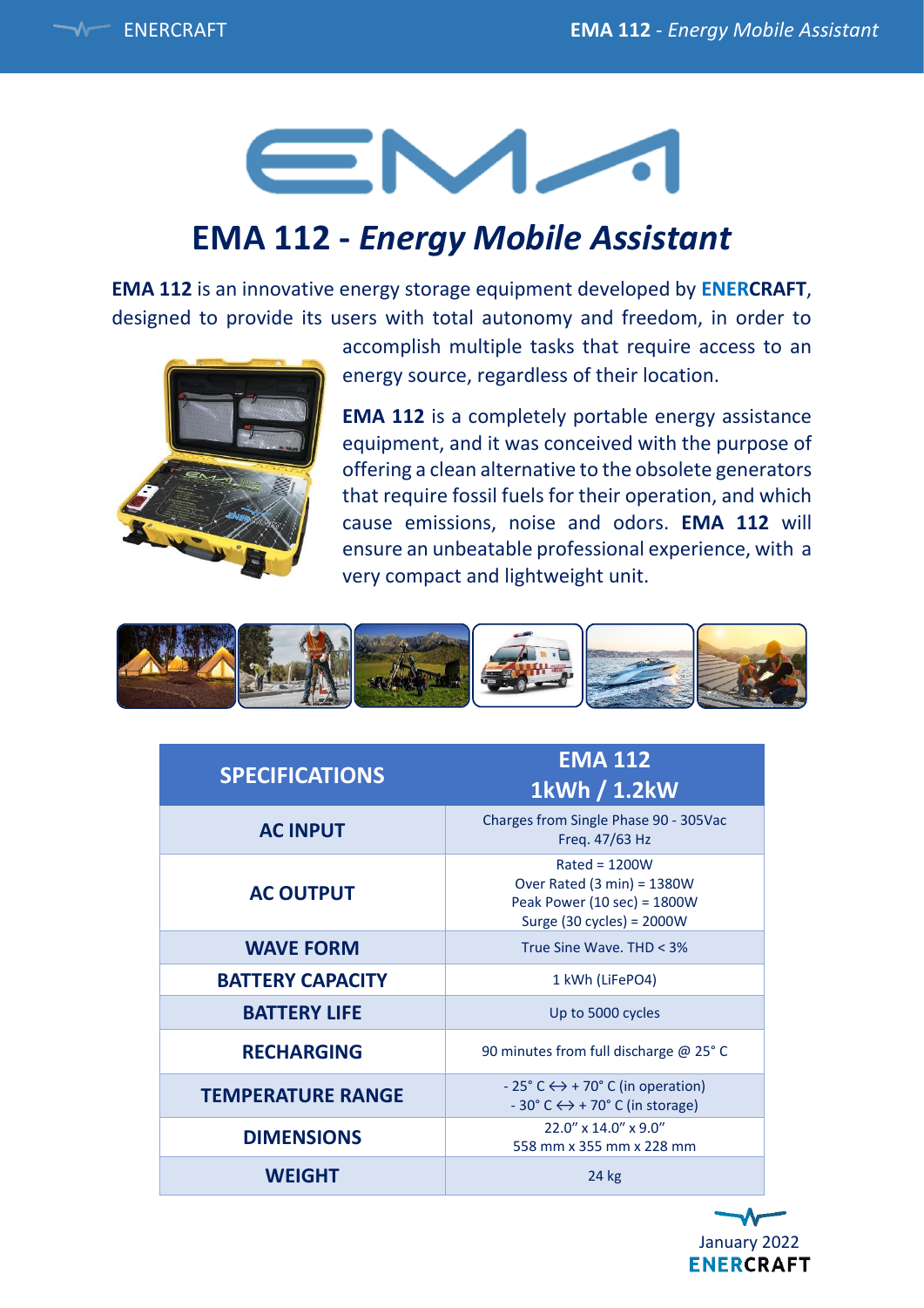# EMA 112 - *Energy Mobile Assistant*

**EMA 112** is an innovative energy storage equipment developed by **ENERCRAFT**, designed to provide its users with total autonomy and freedom, in order to accomplish multiple tasks that require access to an energy source, regardless of their location.

**EMA 112** is a completely portable energy assistance equipment, and it was conceived with the purpose of offering a clean alternative to the obsolete generators that require fossil fuels for their operation, and which cause emissions, noise and odors. **EMA 112** will ensure an unbeatable professional experience, with a very compact and lightweight unit.

| SPECIFICATIONS | EMA 112 1kWh / 1.2kW |
|---|---|
| AC INPUT | Charges from Single Phase 90 - 305Vac Freq. 47/63 Hz |
| AC OUTPUT | Rated = 1200W<br>Over Rated (3 min) = 1380W<br>Peak Power (10 sec) = 1800W<br>Surge (30 cycles) = 2000W |
| WAVE FORM | True Sine Wave. THD < 3% |
| BATTERY CAPACITY | 1 kWh (LiFePO4) |
| BATTERY LIFE | Up to 5000 cycles |
| RECHARGING | 90 minutes from full discharge @ 25° C |
| TEMPERATURE RANGE | - 25° C ↔ + 70° C (in operation)<br>- 30° C ↔ + 70° C (in storage) |
| DIMENSIONS | 22.0" x 14.0" x 9.0"<br>558 mm x 355 mm x 228 mm |
| WEIGHT | 24 kg |

January 2022

ENERCRAFT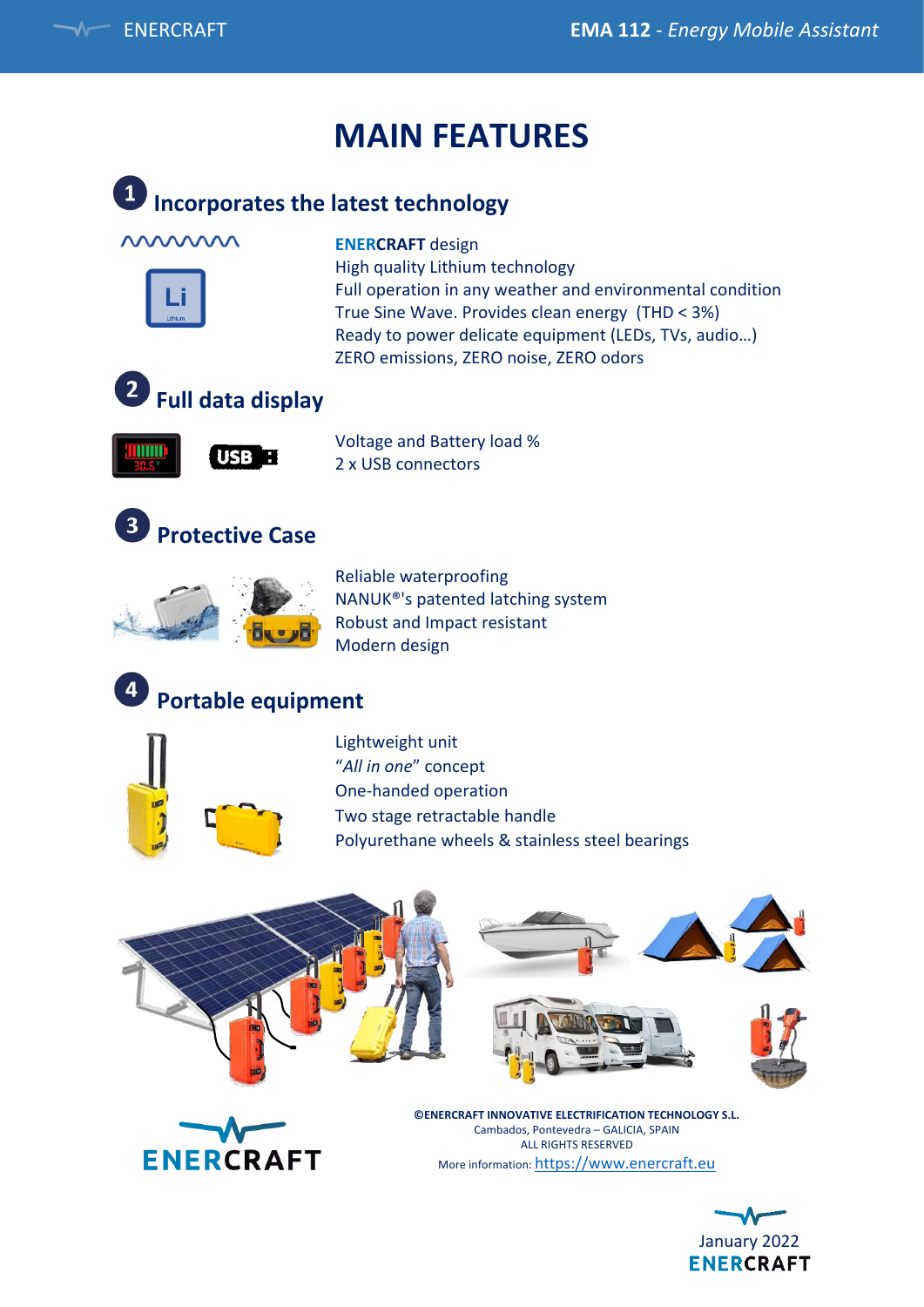# MAIN FEATURES

## 1 Incorporates the latest technology

**ENERCRAFT** design
High quality Lithium technology
Full operation in any weather and environmental condition
True Sine Wave. Provides clean energy (THD < 3%)
Ready to power delicate equipment (LEDs, TVs, audio…)
ZERO emissions, ZERO noise, ZERO odors

## 2 Full data display

Voltage and Battery load %
2 x USB connectors

## 3 Protective Case

Reliable waterproofing
NANUK®'s patented latching system
Robust and Impact resistant
Modern design

## 4 Portable equipment

Lightweight unit
"*All in one*" concept
One-handed operation
Two stage retractable handle
Polyurethane wheels & stainless steel bearings

**©ENERCRAFT INNOVATIVE ELECTRIFICATION TECHNOLOGY S.L.**
Cambados, Pontevedra – GALICIA, SPAIN
ALL RIGHTS RESERVED
More information: https://www.enercraft.eu

January 2022